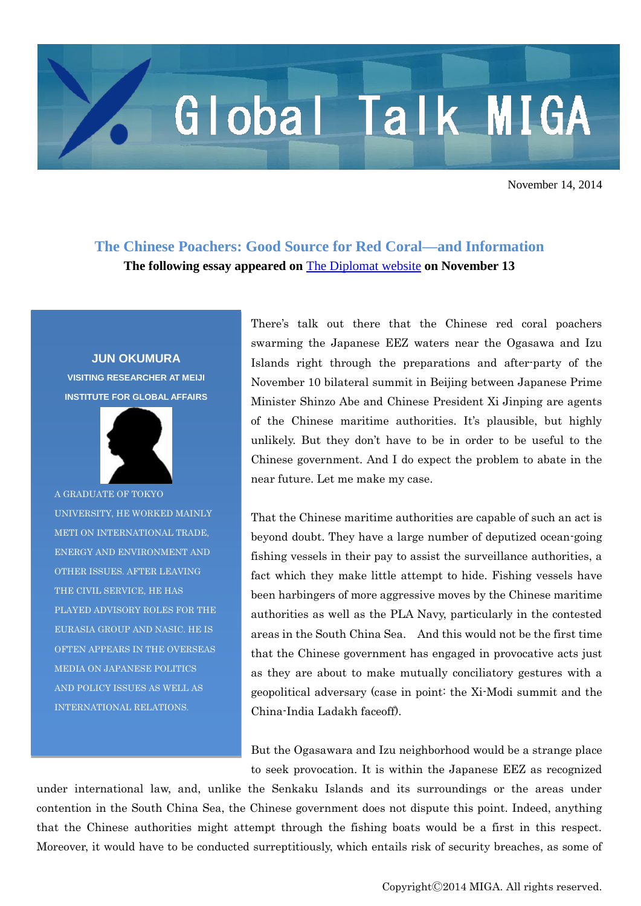Global Talk MIGA

November 14, 2014

## The Chinese Poachers: Good Source for Red Coral—and Information

**The following essay appeared on The Diplomat website on November 13**

**JUN OKUMURA**

**VISITING RESEARCHER AT MEIJI INSTITUTE FOR GLOBAL AFFAIRS**

A GRADUATE OF TOKYO UNIVERSITY, HE WORKED MAINLY METI ON INTERNATIONAL TRADE, ENERGY AND ENVIRONMENT AND OTHER ISSUES. AFTER LEAVING THE CIVIL SERVICE, HE HAS PLAYED ADVISORY ROLES FOR THE EURASIA GROUP AND NASIC. HE IS OFTEN APPEARS IN THE OVERSEAS MEDIA ON JAPANESE POLITICS AND POLICY ISSUES AS WELL AS INTERNATIONAL RELATIONS.

There's talk out there that the Chinese red coral poachers swarming the Japanese EEZ waters near the Ogasawa and Izu Islands right through the preparations and after-party of the November 10 bilateral summit in Beijing between Japanese Prime Minister Shinzo Abe and Chinese President Xi Jinping are agents of the Chinese maritime authorities. It's plausible, but highly unlikely. But they don't have to be in order to be useful to the Chinese government. And I do expect the problem to abate in the near future. Let me make my case.

That the Chinese maritime authorities are capable of such an act is beyond doubt. They have a large number of deputized ocean-going fishing vessels in their pay to assist the surveillance authorities, a fact which they make little attempt to hide. Fishing vessels have been harbingers of more aggressive moves by the Chinese maritime authorities as well as the PLA Navy, particularly in the contested areas in the South China Sea. And this would not be the first time that the Chinese government has engaged in provocative acts just as they are about to make mutually conciliatory gestures with a geopolitical adversary (case in point: the Xi-Modi summit and the China-India Ladakh faceoff).

But the Ogasawara and Izu neighborhood would be a strange place to seek provocation. It is within the Japanese EEZ as recognized under international law, and, unlike the Senkaku Islands and its surroundings or the areas under contention in the South China Sea, the Chinese government does not dispute this point. Indeed, anything that the Chinese authorities might attempt through the fishing boats would be a first in this respect. Moreover, it would have to be conducted surreptitiously, which entails risk of security breaches, as some of

Copyright©2014 MIGA. All rights reserved.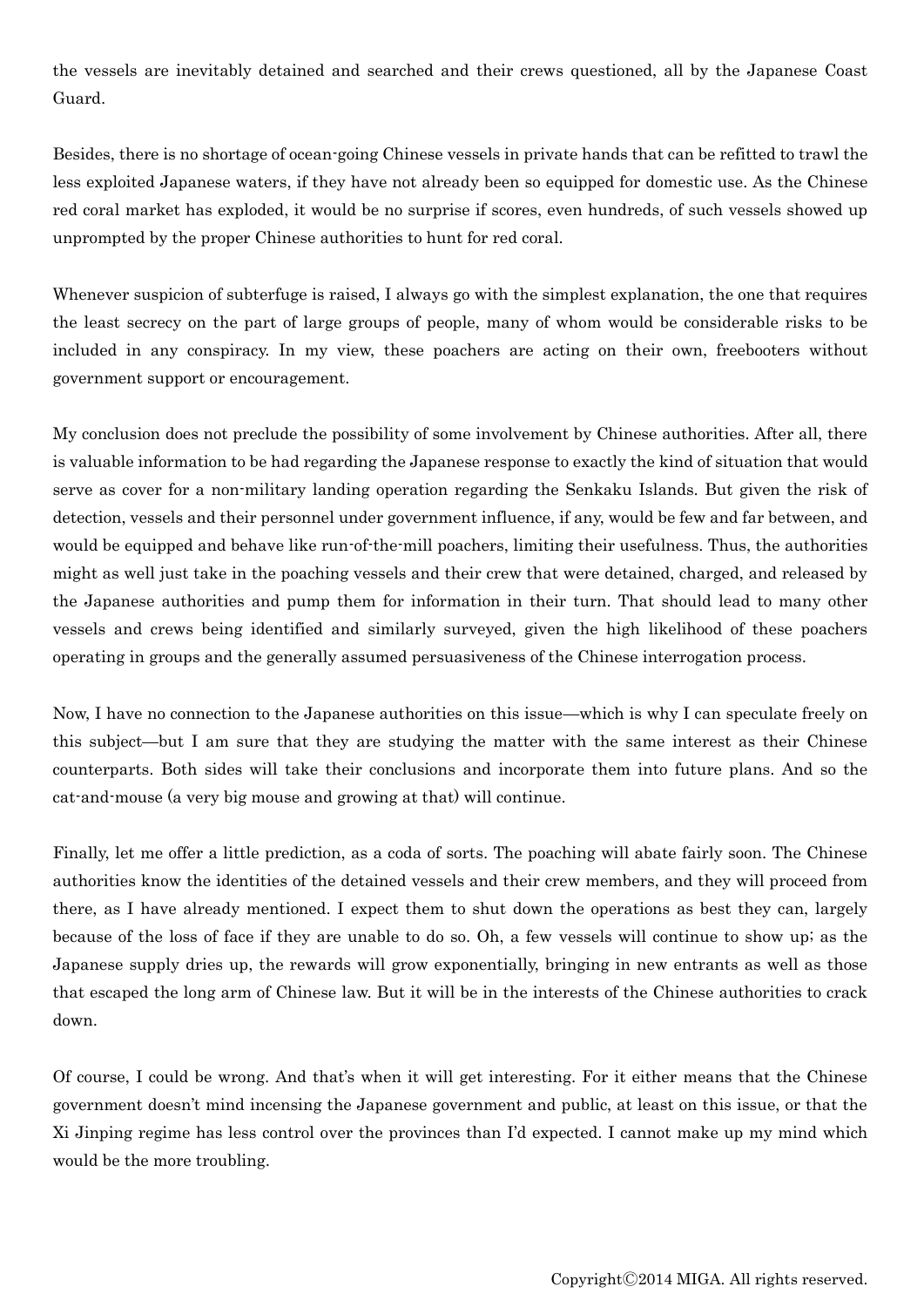the vessels are inevitably detained and searched and their crews questioned, all by the Japanese Coast Guard.

Besides, there is no shortage of ocean-going Chinese vessels in private hands that can be refitted to trawl the less exploited Japanese waters, if they have not already been so equipped for domestic use. As the Chinese red coral market has exploded, it would be no surprise if scores, even hundreds, of such vessels showed up unprompted by the proper Chinese authorities to hunt for red coral.

Whenever suspicion of subterfuge is raised, I always go with the simplest explanation, the one that requires the least secrecy on the part of large groups of people, many of whom would be considerable risks to be included in any conspiracy. In my view, these poachers are acting on their own, freebooters without government support or encouragement.

My conclusion does not preclude the possibility of some involvement by Chinese authorities. After all, there is valuable information to be had regarding the Japanese response to exactly the kind of situation that would serve as cover for a non-military landing operation regarding the Senkaku Islands. But given the risk of detection, vessels and their personnel under government influence, if any, would be few and far between, and would be equipped and behave like run-of-the-mill poachers, limiting their usefulness. Thus, the authorities might as well just take in the poaching vessels and their crew that were detained, charged, and released by the Japanese authorities and pump them for information in their turn. That should lead to many other vessels and crews being identified and similarly surveyed, given the high likelihood of these poachers operating in groups and the generally assumed persuasiveness of the Chinese interrogation process.

Now, I have no connection to the Japanese authorities on this issue—which is why I can speculate freely on this subject—but I am sure that they are studying the matter with the same interest as their Chinese counterparts. Both sides will take their conclusions and incorporate them into future plans. And so the cat-and-mouse (a very big mouse and growing at that) will continue.

Finally, let me offer a little prediction, as a coda of sorts. The poaching will abate fairly soon. The Chinese authorities know the identities of the detained vessels and their crew members, and they will proceed from there, as I have already mentioned. I expect them to shut down the operations as best they can, largely because of the loss of face if they are unable to do so. Oh, a few vessels will continue to show up; as the Japanese supply dries up, the rewards will grow exponentially, bringing in new entrants as well as those that escaped the long arm of Chinese law. But it will be in the interests of the Chinese authorities to crack down.

Of course, I could be wrong. And that's when it will get interesting. For it either means that the Chinese government doesn't mind incensing the Japanese government and public, at least on this issue, or that the Xi Jinping regime has less control over the provinces than I'd expected. I cannot make up my mind which would be the more troubling.

Copyright©2014 MIGA. All rights reserved.